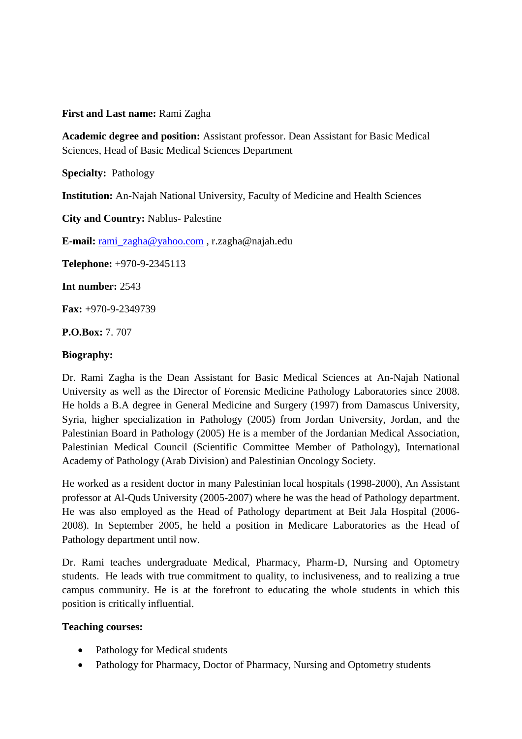**First and Last name:** Rami Zagha

**Academic degree and position:** Assistant professor. Dean Assistant for Basic Medical Sciences, Head of Basic Medical Sciences Department

**Specialty:** Pathology

**Institution:** An-Najah National University, Faculty of Medicine and Health Sciences

**City and Country:** Nablus- Palestine

**E-mail:** rami_zagha@yahoo.com , r.zagha@najah.edu

**Telephone:** +970-9-2345113

**Int number:** 2543

**Fax:** +970-9-2349739

**P.O.Box:** 7. 707

**Biography:**

Dr. Rami Zagha is the Dean Assistant for Basic Medical Sciences at An-Najah National University as well as the Director of Forensic Medicine Pathology Laboratories since 2008. He holds a B.A degree in General Medicine and Surgery (1997) from Damascus University, Syria, higher specialization in Pathology (2005) from Jordan University, Jordan, and the Palestinian Board in Pathology (2005) He is a member of the Jordanian Medical Association, Palestinian Medical Council (Scientific Committee Member of Pathology), International Academy of Pathology (Arab Division) and Palestinian Oncology Society.

He worked as a resident doctor in many Palestinian local hospitals (1998-2000), An Assistant professor at Al-Quds University (2005-2007) where he was the head of Pathology department. He was also employed as the Head of Pathology department at Beit Jala Hospital (2006-2008). In September 2005, he held a position in Medicare Laboratories as the Head of Pathology department until now.

Dr. Rami teaches undergraduate Medical, Pharmacy, Pharm-D, Nursing and Optometry students. He leads with true commitment to quality, to inclusiveness, and to realizing a true campus community. He is at the forefront to educating the whole students in which this position is critically influential.

**Teaching courses:**

- Pathology for Medical students
- Pathology for Pharmacy, Doctor of Pharmacy, Nursing and Optometry students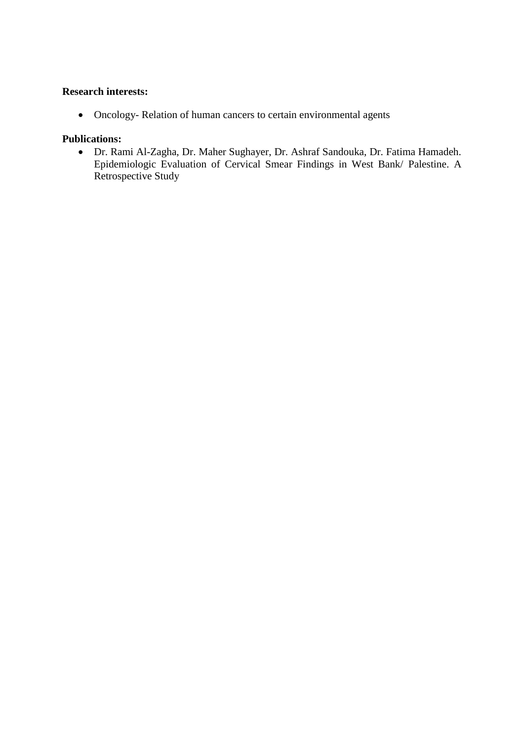**Research interests:**

- Oncology- Relation of human cancers to certain environmental agents

**Publications:**

- Dr. Rami Al-Zagha, Dr. Maher Sughayer, Dr. Ashraf Sandouka, Dr. Fatima Hamadeh. Epidemiologic Evaluation of Cervical Smear Findings in West Bank/ Palestine. A Retrospective Study